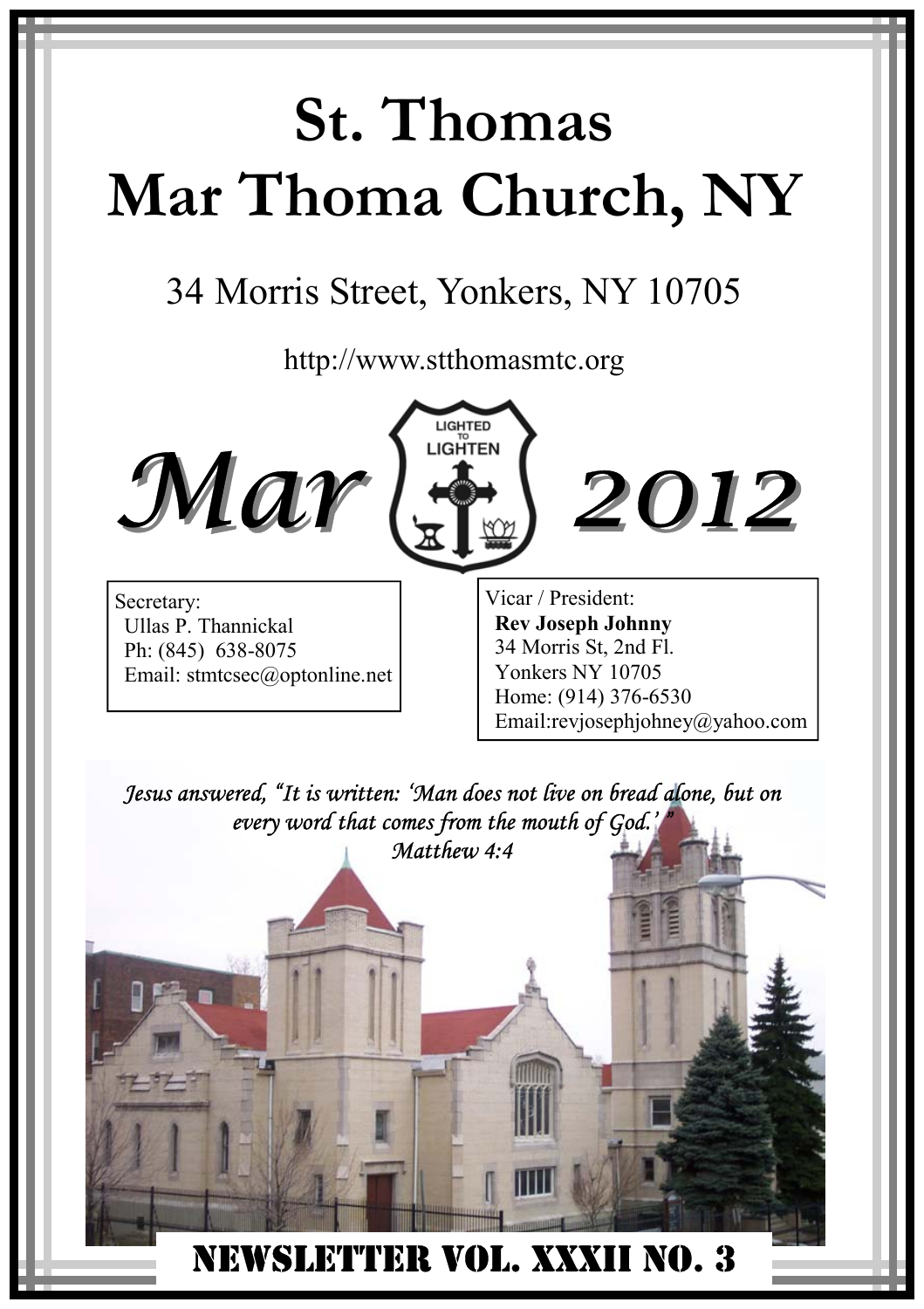# St. Thomas Mar Thoma Church, NY

34 Morris Street, Yonkers, NY 10705

http://www.stthomasmtc.org

## *Mar* 2012

LIGHTED TO LIGHTEN

Secretary:
Ullas P. Thannickal
Ph: (845) 638-8075
Email: stmtcsec@optonline.net

Vicar / President:
**Rev Joseph Johnny**
34 Morris St, 2nd Fl.
Yonkers NY 10705
Home: (914) 376-6530
Email:revjosephjohney@yahoo.com

*Jesus answered, "It is written: 'Man does not live on bread alone, but on every word that comes from the mouth of God.' "*
*Matthew 4:4*

## NEWSLETTER VOL. XXXII NO. 3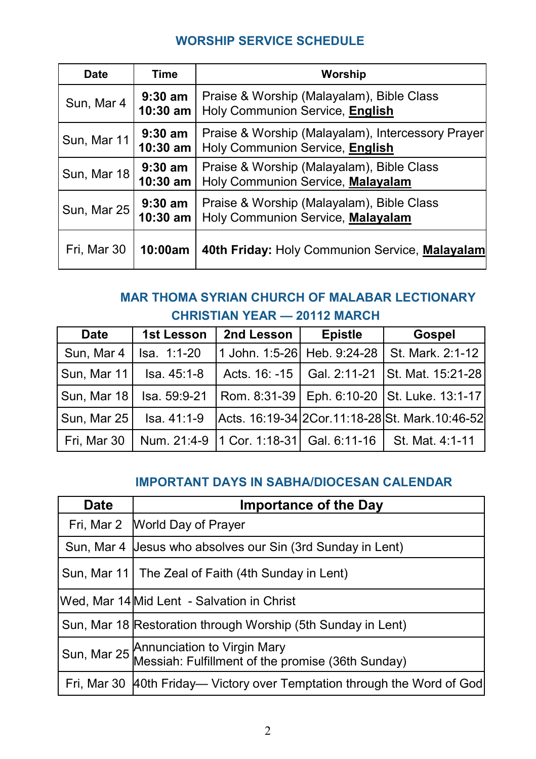## WORSHIP SERVICE SCHEDULE

| Date | Time | Worship |
|---|---|---|
| Sun, Mar 4 | **9:30 am**<br>**10:30 am** | Praise & Worship (Malayalam), Bible Class<br>Holy Communion Service, **English** |
| Sun, Mar 11 | **9:30 am**<br>**10:30 am** | Praise & Worship (Malayalam), Intercessory Prayer<br>Holy Communion Service, **English** |
| Sun, Mar 18 | **9:30 am**<br>**10:30 am** | Praise & Worship (Malayalam), Bible Class<br>Holy Communion Service, **Malayalam** |
| Sun, Mar 25 | **9:30 am**<br>**10:30 am** | Praise & Worship (Malayalam), Bible Class<br>Holy Communion Service, **Malayalam** |
| Fri, Mar 30 | **10:00am** | **40th Friday:** Holy Communion Service, **Malayalam** |

## MAR THOMA SYRIAN CHURCH OF MALABAR LECTIONARY CHRISTIAN YEAR — 20112 MARCH

| Date | 1st Lesson | 2nd Lesson | Epistle | Gospel |
|---|---|---|---|---|
| Sun, Mar 4 | Isa. 1:1-20 | 1 John. 1:5-26 | Heb. 9:24-28 | St. Mark. 2:1-12 |
| Sun, Mar 11 | Isa. 45:1-8 | Acts. 16: -15 | Gal. 2:11-21 | St. Mat. 15:21-28 |
| Sun, Mar 18 | Isa. 59:9-21 | Rom. 8:31-39 | Eph. 6:10-20 | St. Luke. 13:1-17 |
| Sun, Mar 25 | Isa. 41:1-9 | Acts. 16:19-34 | 2Cor.11:18-28 | St. Mark.10:46-52 |
| Fri, Mar 30 | Num. 21:4-9 | 1 Cor. 1:18-31 | Gal. 6:11-16 | St. Mat. 4:1-11 |

## IMPORTANT DAYS IN SABHA/DIOCESAN CALENDAR

| Date | Importance of the Day |
|---|---|
| Fri, Mar 2 | World Day of Prayer |
| Sun, Mar 4 | Jesus who absolves our Sin (3rd Sunday in Lent) |
| Sun, Mar 11 | The Zeal of Faith (4th Sunday in Lent) |
| Wed, Mar 14 | Mid Lent - Salvation in Christ |
| Sun, Mar 18 | Restoration through Worship (5th Sunday in Lent) |
| Sun, Mar 25 | Annunciation to Virgin Mary<br>Messiah: Fulfillment of the promise (36th Sunday) |
| Fri, Mar 30 | 40th Friday— Victory over Temptation through the Word of God |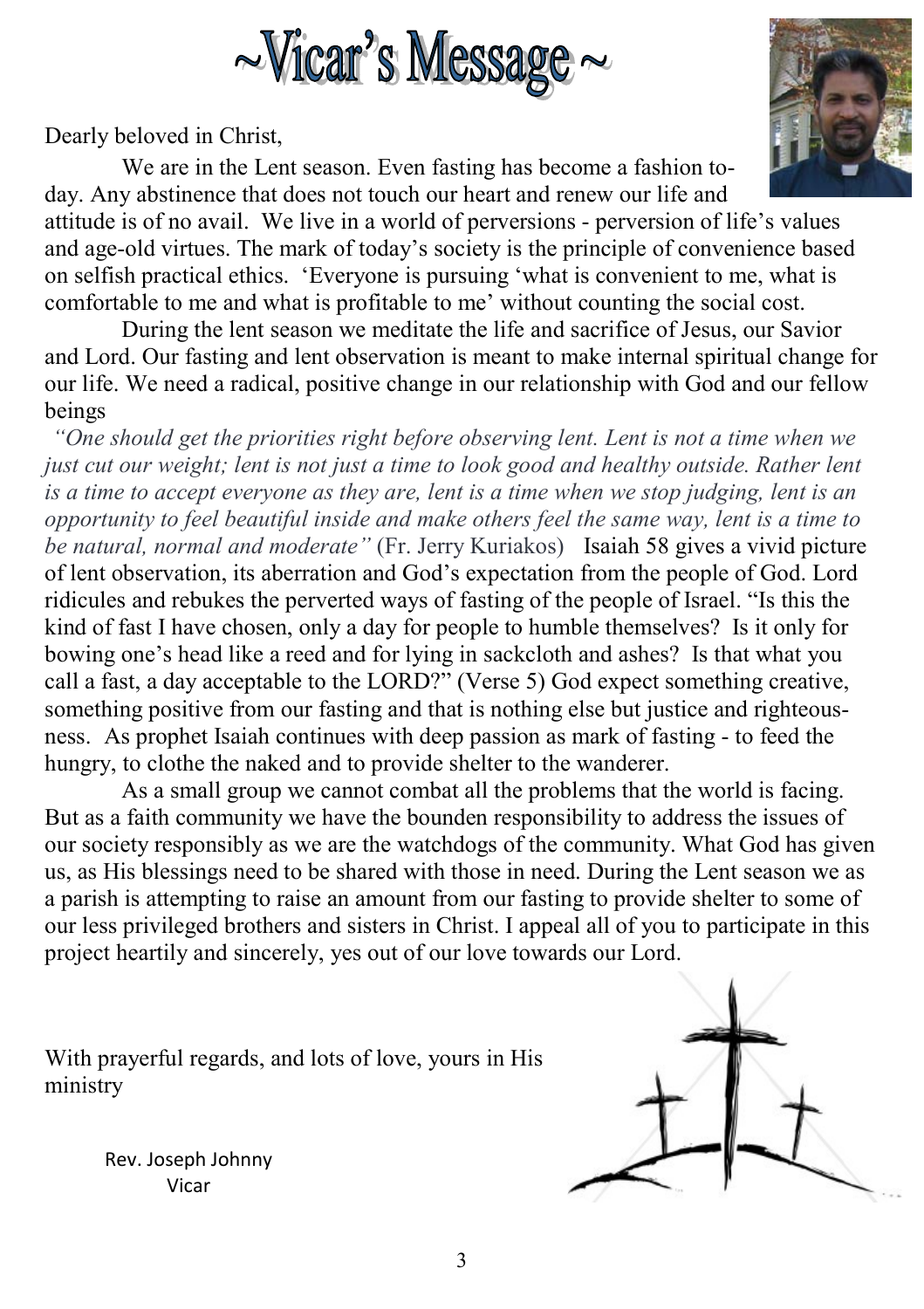# ~Vicar's Message ~

Dearly beloved in Christ,

We are in the Lent season. Even fasting has become a fashion today. Any abstinence that does not touch our heart and renew our life and attitude is of no avail. We live in a world of perversions - perversion of life's values and age-old virtues. The mark of today's society is the principle of convenience based on selfish practical ethics. 'Everyone is pursuing 'what is convenient to me, what is comfortable to me and what is profitable to me' without counting the social cost.

During the lent season we meditate the life and sacrifice of Jesus, our Savior and Lord. Our fasting and lent observation is meant to make internal spiritual change for our life. We need a radical, positive change in our relationship with God and our fellow beings

*"One should get the priorities right before observing lent. Lent is not a time when we just cut our weight; lent is not just a time to look good and healthy outside. Rather lent is a time to accept everyone as they are, lent is a time when we stop judging, lent is an opportunity to feel beautiful inside and make others feel the same way, lent is a time to be natural, normal and moderate"* (Fr. Jerry Kuriakos) Isaiah 58 gives a vivid picture of lent observation, its aberration and God's expectation from the people of God. Lord ridicules and rebukes the perverted ways of fasting of the people of Israel. "Is this the kind of fast I have chosen, only a day for people to humble themselves? Is it only for bowing one's head like a reed and for lying in sackcloth and ashes? Is that what you call a fast, a day acceptable to the LORD?" (Verse 5) God expect something creative, something positive from our fasting and that is nothing else but justice and righteousness. As prophet Isaiah continues with deep passion as mark of fasting - to feed the hungry, to clothe the naked and to provide shelter to the wanderer.

As a small group we cannot combat all the problems that the world is facing. But as a faith community we have the bounden responsibility to address the issues of our society responsibly as we are the watchdogs of the community. What God has given us, as His blessings need to be shared with those in need. During the Lent season we as a parish is attempting to raise an amount from our fasting to provide shelter to some of our less privileged brothers and sisters in Christ. I appeal all of you to participate in this project heartily and sincerely, yes out of our love towards our Lord.

With prayerful regards, and lots of love, yours in His ministry

Rev. Joseph Johnny
Vicar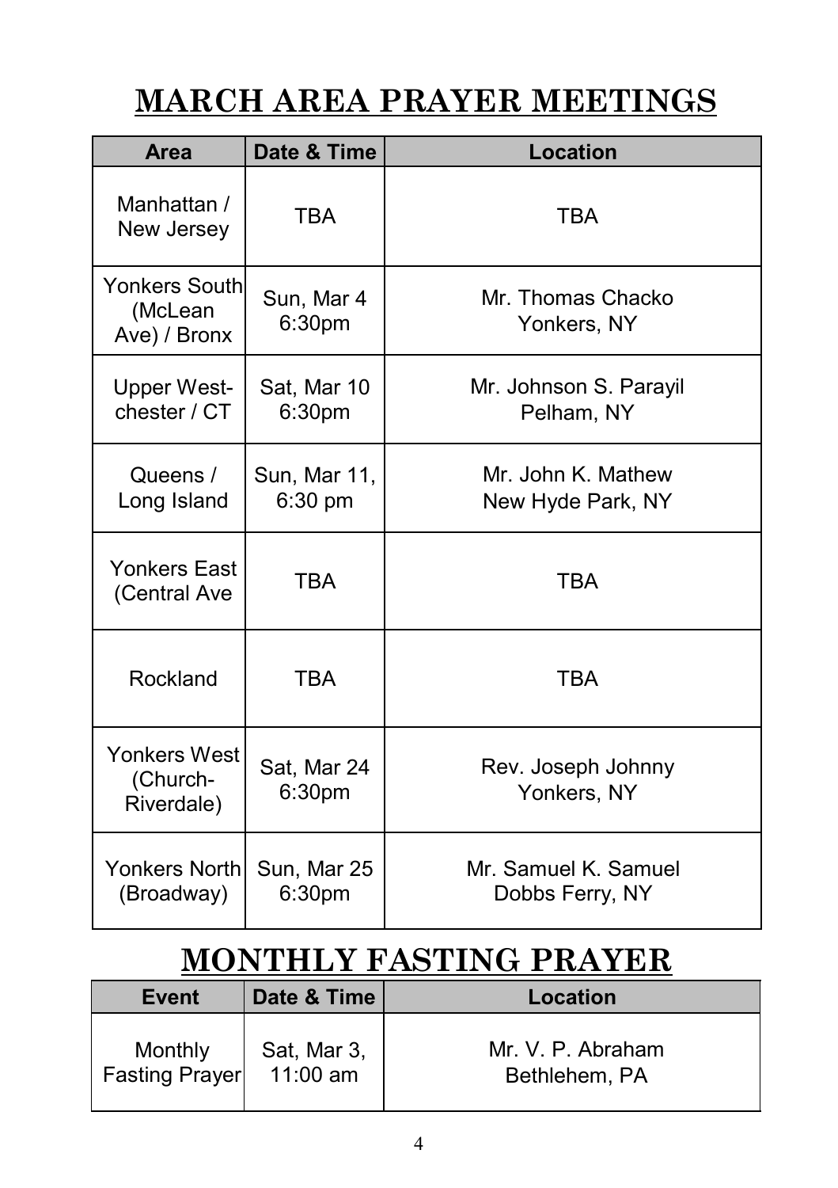# MARCH AREA PRAYER MEETINGS

| Area | Date & Time | Location |
|---|---|---|
| Manhattan / New Jersey | TBA | TBA |
| Yonkers South (McLean Ave) / Bronx | Sun, Mar 4 6:30pm | Mr. Thomas Chacko Yonkers, NY |
| Upper West-chester / CT | Sat, Mar 10 6:30pm | Mr. Johnson S. Parayil Pelham, NY |
| Queens / Long Island | Sun, Mar 11, 6:30 pm | Mr. John K. Mathew New Hyde Park, NY |
| Yonkers East (Central Ave | TBA | TBA |
| Rockland | TBA | TBA |
| Yonkers West (Church-Riverdale) | Sat, Mar 24 6:30pm | Rev. Joseph Johnny Yonkers, NY |
| Yonkers North (Broadway) | Sun, Mar 25 6:30pm | Mr. Samuel K. Samuel Dobbs Ferry, NY |

# MONTHLY FASTING PRAYER

| Event | Date & Time | Location |
|---|---|---|
| Monthly Fasting Prayer | Sat, Mar 3, 11:00 am | Mr. V. P. Abraham Bethlehem, PA |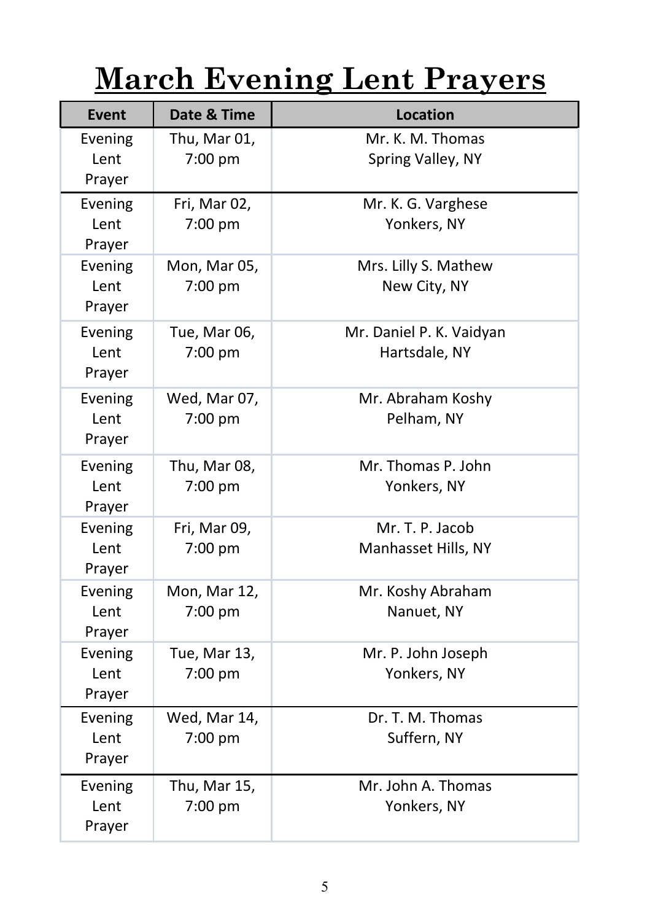# March Evening Lent Prayers

| Event | Date & Time | Location |
|---|---|---|
| Evening Lent Prayer | Thu, Mar 01, 7:00 pm | Mr. K. M. Thomas Spring Valley, NY |
| Evening Lent Prayer | Fri, Mar 02, 7:00 pm | Mr. K. G. Varghese Yonkers, NY |
| Evening Lent Prayer | Mon, Mar 05, 7:00 pm | Mrs. Lilly S. Mathew New City, NY |
| Evening Lent Prayer | Tue, Mar 06, 7:00 pm | Mr. Daniel P. K. Vaidyan Hartsdale, NY |
| Evening Lent Prayer | Wed, Mar 07, 7:00 pm | Mr. Abraham Koshy Pelham, NY |
| Evening Lent Prayer | Thu, Mar 08, 7:00 pm | Mr. Thomas P. John Yonkers, NY |
| Evening Lent Prayer | Fri, Mar 09, 7:00 pm | Mr. T. P. Jacob Manhasset Hills, NY |
| Evening Lent Prayer | Mon, Mar 12, 7:00 pm | Mr. Koshy Abraham Nanuet, NY |
| Evening Lent Prayer | Tue, Mar 13, 7:00 pm | Mr. P. John Joseph Yonkers, NY |
| Evening Lent Prayer | Wed, Mar 14, 7:00 pm | Dr. T. M. Thomas Suffern, NY |
| Evening Lent Prayer | Thu, Mar 15, 7:00 pm | Mr. John A. Thomas Yonkers, NY |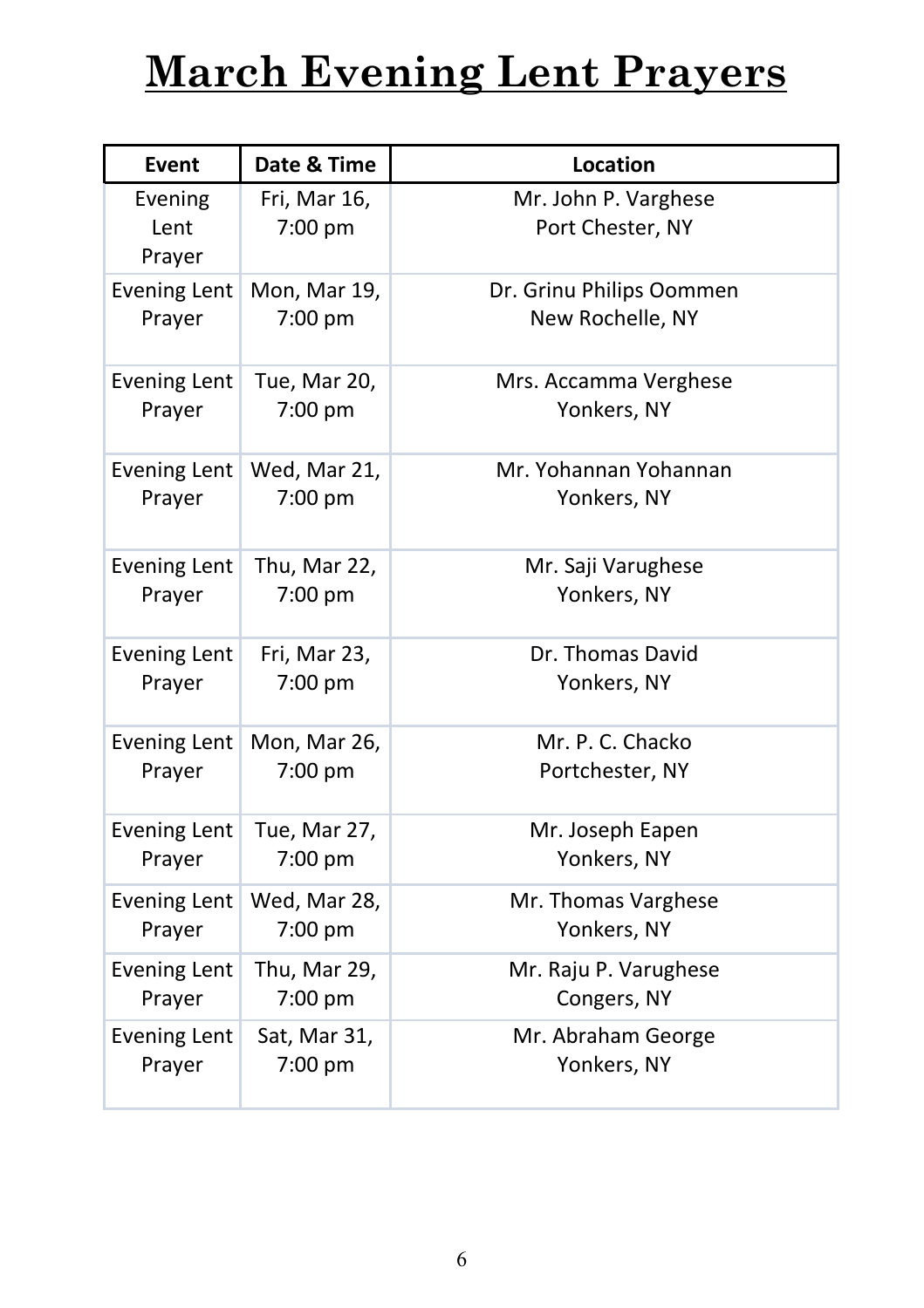# March Evening Lent Prayers

| Event | Date & Time | Location |
|---|---|---|
| Evening Lent Prayer | Fri, Mar 16, 7:00 pm | Mr. John P. Varghese<br>Port Chester, NY |
| Evening Lent Prayer | Mon, Mar 19, 7:00 pm | Dr. Grinu Philips Oommen<br>New Rochelle, NY |
| Evening Lent Prayer | Tue, Mar 20, 7:00 pm | Mrs. Accamma Verghese<br>Yonkers, NY |
| Evening Lent Prayer | Wed, Mar 21, 7:00 pm | Mr. Yohannan Yohannan<br>Yonkers, NY |
| Evening Lent Prayer | Thu, Mar 22, 7:00 pm | Mr. Saji Varughese<br>Yonkers, NY |
| Evening Lent Prayer | Fri, Mar 23, 7:00 pm | Dr. Thomas David<br>Yonkers, NY |
| Evening Lent Prayer | Mon, Mar 26, 7:00 pm | Mr. P. C. Chacko<br>Portchester, NY |
| Evening Lent Prayer | Tue, Mar 27, 7:00 pm | Mr. Joseph Eapen<br>Yonkers, NY |
| Evening Lent Prayer | Wed, Mar 28, 7:00 pm | Mr. Thomas Varghese<br>Yonkers, NY |
| Evening Lent Prayer | Thu, Mar 29, 7:00 pm | Mr. Raju P. Varughese<br>Congers, NY |
| Evening Lent Prayer | Sat, Mar 31, 7:00 pm | Mr. Abraham George<br>Yonkers, NY |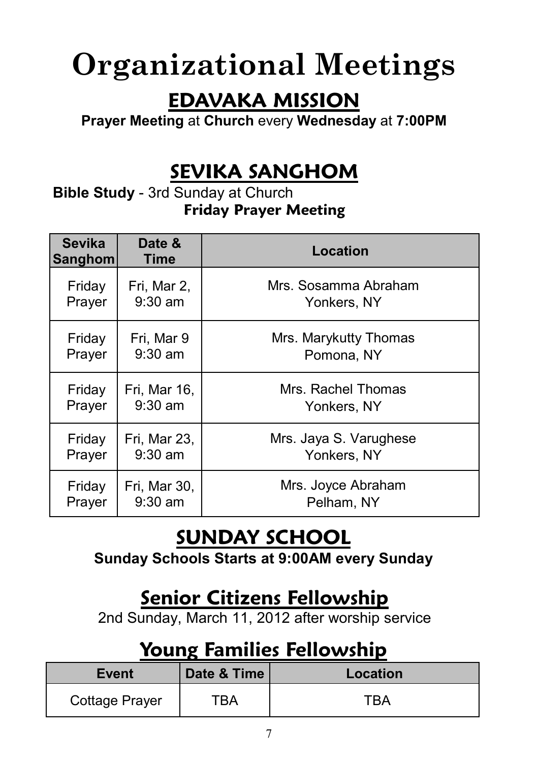# Organizational Meetings

## EDAVAKA MISSION

**Prayer Meeting** at **Church** every **Wednesday** at **7:00PM**

## SEVIKA SANGHOM

**Bible Study** - 3rd Sunday at Church

**Friday Prayer Meeting**

| Sevika Sanghom | Date & Time | Location |
|---|---|---|
| Friday Prayer | Fri, Mar 2, 9:30 am | Mrs. Sosamma Abraham Yonkers, NY |
| Friday Prayer | Fri, Mar 9 9:30 am | Mrs. Marykutty Thomas Pomona, NY |
| Friday Prayer | Fri, Mar 16, 9:30 am | Mrs. Rachel Thomas Yonkers, NY |
| Friday Prayer | Fri, Mar 23, 9:30 am | Mrs. Jaya S. Varughese Yonkers, NY |
| Friday Prayer | Fri, Mar 30, 9:30 am | Mrs. Joyce Abraham Pelham, NY |

## SUNDAY SCHOOL

**Sunday Schools Starts at 9:00AM every Sunday**

## Senior Citizens Fellowship

2nd Sunday, March 11, 2012 after worship service

## Young Families Fellowship

| Event | Date & Time | Location |
|---|---|---|
| Cottage Prayer | TBA | TBA |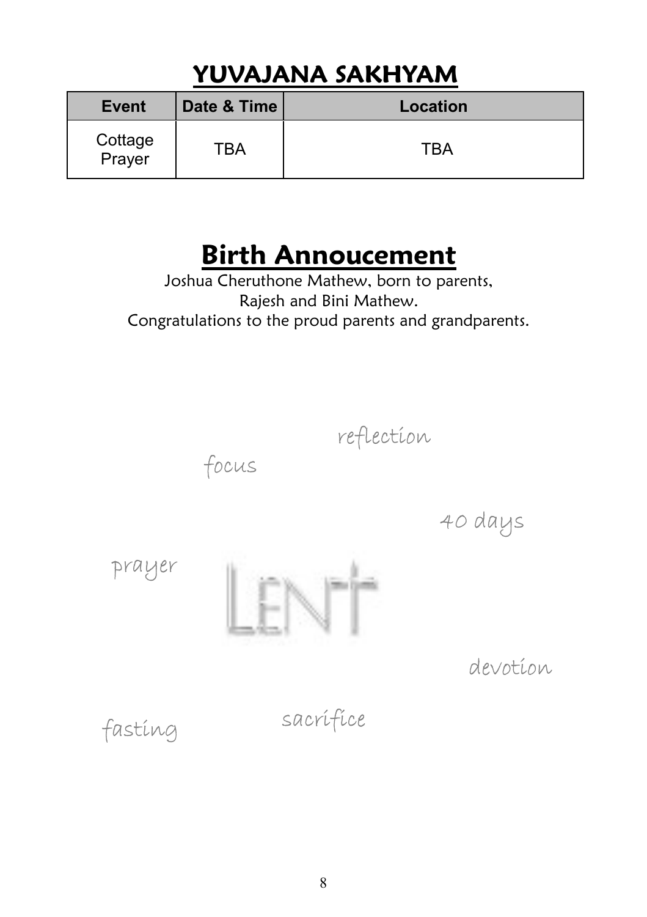## YUVAJANA SAKHYAM

| Event | Date & Time | Location |
| --- | --- | --- |
| Cottage Prayer | TBA | TBA |

## Birth Annoucement

Joshua Cheruthone Mathew, born to parents,
Rajesh and Bini Mathew.
Congratulations to the proud parents and grandparents.

reflection

focus

40 days

prayer

LENT

devotion

fasting

sacrifice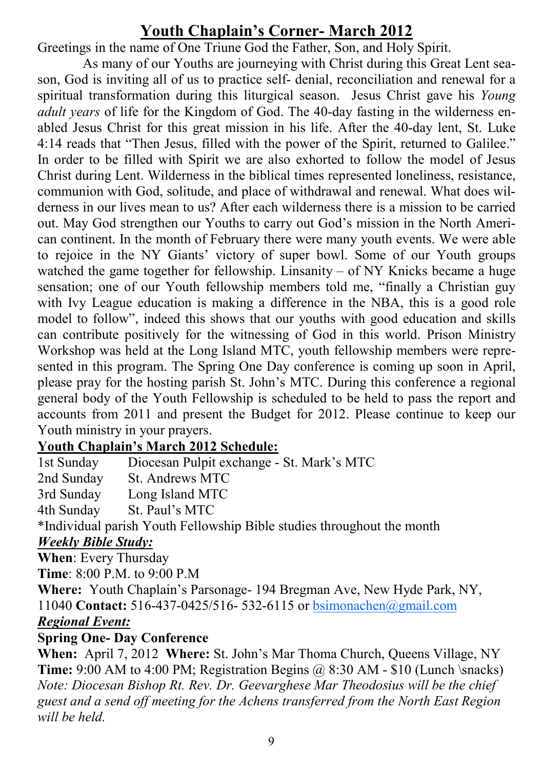## Youth Chaplain's Corner- March 2012

Greetings in the name of One Triune God the Father, Son, and Holy Spirit.

As many of our Youths are journeying with Christ during this Great Lent season, God is inviting all of us to practice self- denial, reconciliation and renewal for a spiritual transformation during this liturgical season. Jesus Christ gave his *Young adult years* of life for the Kingdom of God. The 40-day fasting in the wilderness enabled Jesus Christ for this great mission in his life. After the 40-day lent, St. Luke 4:14 reads that "Then Jesus, filled with the power of the Spirit, returned to Galilee." In order to be filled with Spirit we are also exhorted to follow the model of Jesus Christ during Lent. Wilderness in the biblical times represented loneliness, resistance, communion with God, solitude, and place of withdrawal and renewal. What does wilderness in our lives mean to us? After each wilderness there is a mission to be carried out. May God strengthen our Youths to carry out God's mission in the North American continent. In the month of February there were many youth events. We were able to rejoice in the NY Giants' victory of super bowl. Some of our Youth groups watched the game together for fellowship. Linsanity – of NY Knicks became a huge sensation; one of our Youth fellowship members told me, "finally a Christian guy with Ivy League education is making a difference in the NBA, this is a good role model to follow", indeed this shows that our youths with good education and skills can contribute positively for the witnessing of God in this world. Prison Ministry Workshop was held at the Long Island MTC, youth fellowship members were represented in this program. The Spring One Day conference is coming up soon in April, please pray for the hosting parish St. John's MTC. During this conference a regional general body of the Youth Fellowship is scheduled to be held to pass the report and accounts from 2011 and present the Budget for 2012. Please continue to keep our Youth ministry in your prayers.

**Youth Chaplain's March 2012 Schedule:**

| | |
|---|---|
| 1st Sunday | Diocesan Pulpit exchange - St. Mark's MTC |
| 2nd Sunday | St. Andrews MTC |
| 3rd Sunday | Long Island MTC |
| 4th Sunday | St. Paul's MTC |

*Individual parish Youth Fellowship Bible studies throughout the month

***Weekly Bible Study:***

**When**: Every Thursday

**Time**: 8:00 P.M. to 9:00 P.M

**Where:** Youth Chaplain's Parsonage- 194 Bregman Ave, New Hyde Park, NY, 11040 **Contact:** 516-437-0425/516- 532-6115 or bsimonachen@gmail.com

***Regional Event:***

**Spring One- Day Conference**

**When:** April 7, 2012 **Where:** St. John's Mar Thoma Church, Queens Village, NY

**Time:** 9:00 AM to 4:00 PM; Registration Begins @ 8:30 AM - $10 (Lunch \snacks)

*Note: Diocesan Bishop Rt. Rev. Dr. Geevarghese Mar Theodosius will be the chief guest and a send off meeting for the Achens transferred from the North East Region will be held.*